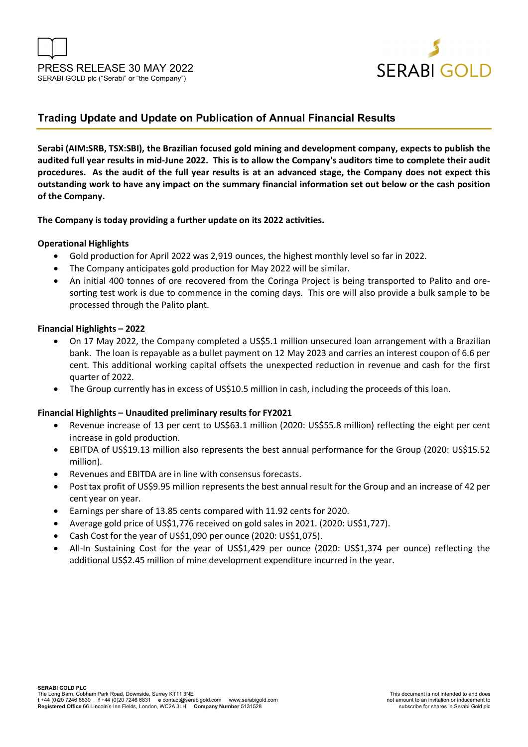PRESS RELEASE 30 MAY 2022

SERABI GOLD plc ("Serabi" or "the Company")

## Trading Update and Update on Publication of Annual Financial Results

**Serabi (AIM:SRB, TSX:SBI), the Brazilian focused gold mining and development company, expects to publish the audited full year results in mid-June 2022. This is to allow the Company's auditors time to complete their audit procedures. As the audit of the full year results is at an advanced stage, the Company does not expect this outstanding work to have any impact on the summary financial information set out below or the cash position of the Company.**

**The Company is today providing a further update on its 2022 activities.**

**Operational Highlights**

- Gold production for April 2022 was 2,919 ounces, the highest monthly level so far in 2022.
- The Company anticipates gold production for May 2022 will be similar.
- An initial 400 tonnes of ore recovered from the Coringa Project is being transported to Palito and ore-sorting test work is due to commence in the coming days. This ore will also provide a bulk sample to be processed through the Palito plant.

**Financial Highlights – 2022**

- On 17 May 2022, the Company completed a US$5.1 million unsecured loan arrangement with a Brazilian bank. The loan is repayable as a bullet payment on 12 May 2023 and carries an interest coupon of 6.6 per cent. This additional working capital offsets the unexpected reduction in revenue and cash for the first quarter of 2022.
- The Group currently has in excess of US$10.5 million in cash, including the proceeds of this loan.

**Financial Highlights – Unaudited preliminary results for FY2021**

- Revenue increase of 13 per cent to US$63.1 million (2020: US$55.8 million) reflecting the eight per cent increase in gold production.
- EBITDA of US$19.13 million also represents the best annual performance for the Group (2020: US$15.52 million).
- Revenues and EBITDA are in line with consensus forecasts.
- Post tax profit of US$9.95 million represents the best annual result for the Group and an increase of 42 per cent year on year.
- Earnings per share of 13.85 cents compared with 11.92 cents for 2020.
- Average gold price of US$1,776 received on gold sales in 2021. (2020: US$1,727).
- Cash Cost for the year of US$1,090 per ounce (2020: US$1,075).
- All-In Sustaining Cost for the year of US$1,429 per ounce (2020: US$1,374 per ounce) reflecting the additional US$2.45 million of mine development expenditure incurred in the year.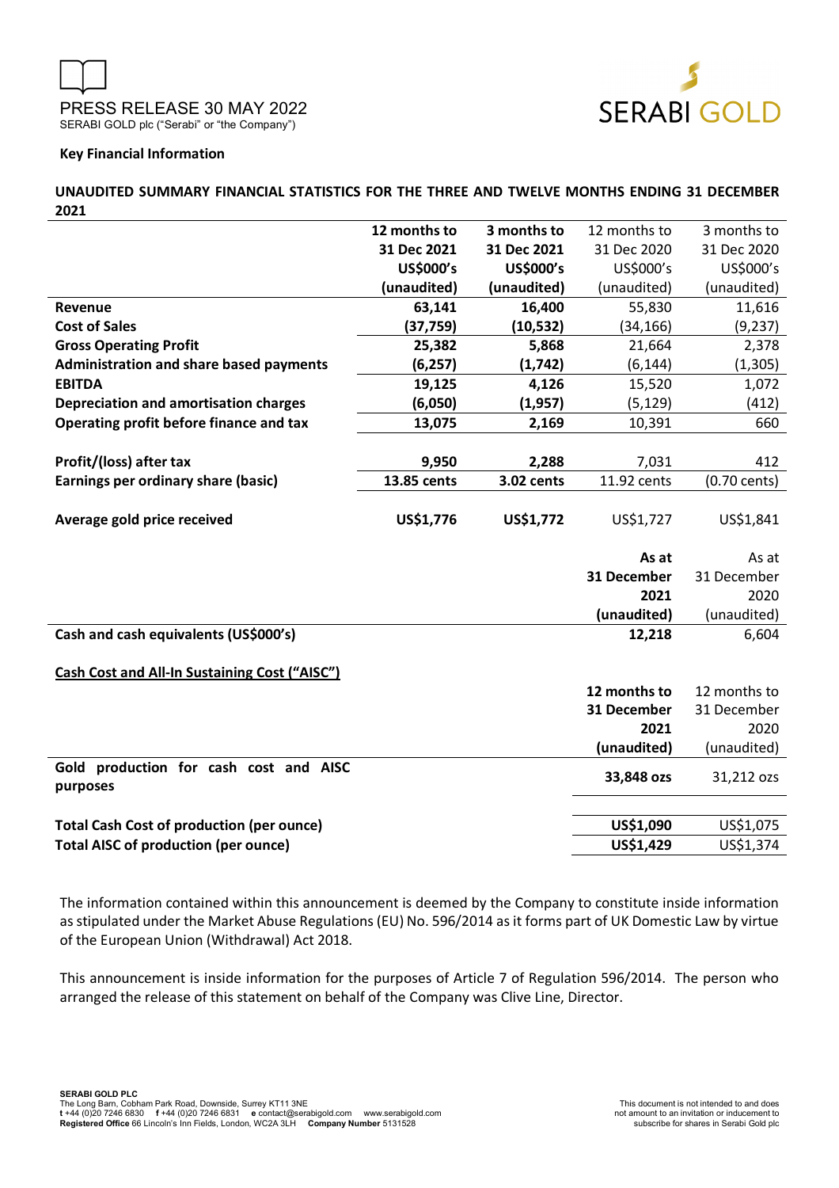### Key Financial Information

**UNAUDITED SUMMARY FINANCIAL STATISTICS FOR THE THREE AND TWELVE MONTHS ENDING 31 DECEMBER 2021**

| | **12 months to 31 Dec 2021 US$000's (unaudited)** | **3 months to 31 Dec 2021 US$000's (unaudited)** | 12 months to 31 Dec 2020 US$000's (unaudited) | 3 months to 31 Dec 2020 US$000's (unaudited) |
|---|---|---|---|---|
| **Revenue** | **63,141** | **16,400** | 55,830 | 11,616 |
| **Cost of Sales** | **(37,759)** | **(10,532)** | (34,166) | (9,237) |
| **Gross Operating Profit** | **25,382** | **5,868** | 21,664 | 2,378 |
| **Administration and share based payments** | **(6,257)** | **(1,742)** | (6,144) | (1,305) |
| **EBITDA** | **19,125** | **4,126** | 15,520 | 1,072 |
| **Depreciation and amortisation charges** | **(6,050)** | **(1,957)** | (5,129) | (412) |
| **Operating profit before finance and tax** | **13,075** | **2,169** | 10,391 | 660 |
| | | | | |
| **Profit/(loss) after tax** | **9,950** | **2,288** | 7,031 | 412 |
| **Earnings per ordinary share (basic)** | **13.85 cents** | **3.02 cents** | 11.92 cents | (0.70 cents) |
| | | | | |
| **Average gold price received** | **US$1,776** | **US$1,772** | US$1,727 | US$1,841 |

| | **As at 31 December 2021 (unaudited)** | As at 31 December 2020 (unaudited) |
|---|---|---|
| **Cash and cash equivalents (US$000's)** | **12,218** | 6,604 |

**Cash Cost and All-In Sustaining Cost ("AISC")**

| | **12 months to 31 December 2021 (unaudited)** | 12 months to 31 December 2020 (unaudited) |
|---|---|---|
| **Gold production for cash cost and AISC purposes** | **33,848 ozs** | 31,212 ozs |
| | | |
| **Total Cash Cost of production (per ounce)** | **US$1,090** | US$1,075 |
| **Total AISC of production (per ounce)** | **US$1,429** | US$1,374 |

The information contained within this announcement is deemed by the Company to constitute inside information as stipulated under the Market Abuse Regulations (EU) No. 596/2014 as it forms part of UK Domestic Law by virtue of the European Union (Withdrawal) Act 2018.

This announcement is inside information for the purposes of Article 7 of Regulation 596/2014. The person who arranged the release of this statement on behalf of the Company was Clive Line, Director.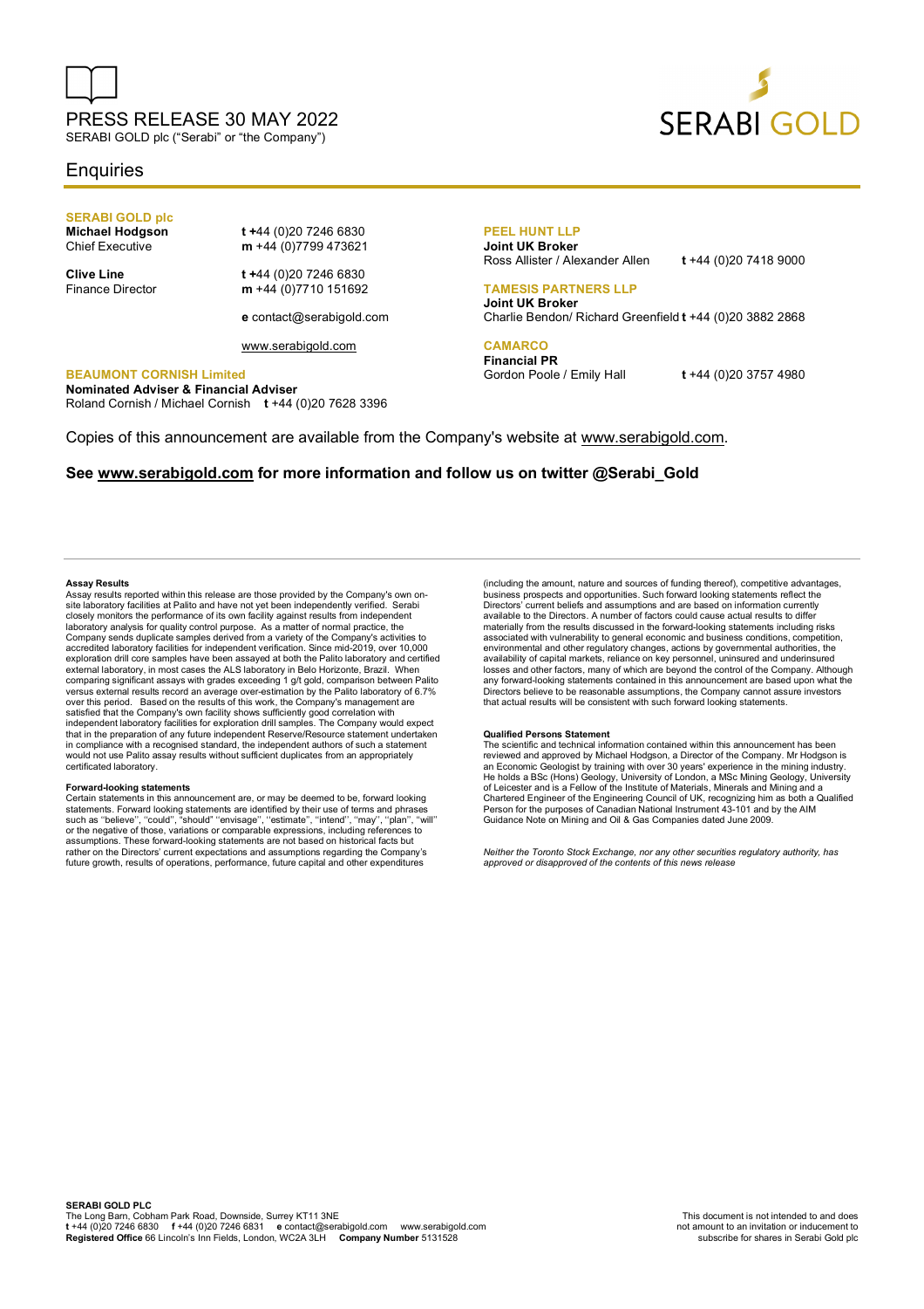# Enquiries

**SERABI GOLD plc**

**Michael Hodgson** t +44 (0)20 7246 6830
Chief Executive m +44 (0)7799 473621

**Clive Line** t +44 (0)20 7246 6830
Finance Director m +44 (0)7710 151692

e contact@serabigold.com

www.serabigold.com

**BEAUMONT CORNISH Limited**
**Nominated Adviser & Financial Adviser**
Roland Cornish / Michael Cornish t +44 (0)20 7628 3396

**PEEL HUNT LLP**
**Joint UK Broker**
Ross Allister / Alexander Allen t +44 (0)20 7418 9000

**TAMESIS PARTNERS LLP**
**Joint UK Broker**
Charlie Bendon/ Richard Greenfield t +44 (0)20 3882 2868

**CAMARCO**
**Financial PR**
Gordon Poole / Emily Hall t +44 (0)20 3757 4980

Copies of this announcement are available from the Company's website at www.serabigold.com.

**See www.serabigold.com for more information and follow us on twitter @Serabi_Gold**

---

**Assay Results**

Assay results reported within this release are those provided by the Company's own on-site laboratory facilities at Palito and have not yet been independently verified. Serabi closely monitors the performance of its own facility against results from independent laboratory analysis for quality control purpose. As a matter of normal practice, the Company sends duplicate samples derived from a variety of the Company's activities to accredited laboratory facilities for independent verification. Since mid-2019, over 10,000 exploration drill core samples have been assayed at both the Palito laboratory and certified external laboratory, in most cases the ALS laboratory in Belo Horizonte, Brazil. When comparing significant assays with grades exceeding 1 g/t gold, comparison between Palito versus external results record an average over-estimation by the Palito laboratory of 6.7% over this period. Based on the results of this work, the Company's management are satisfied that the Company's own facility shows sufficiently good correlation with independent laboratory facilities for exploration drill samples. The Company would expect that in the preparation of any future independent Reserve/Resource statement undertaken in compliance with a recognised standard, the independent authors of such a statement would not use Palito assay results without sufficient duplicates from an appropriately certificated laboratory.

**Forward-looking statements**

Certain statements in this announcement are, or may be deemed to be, forward looking statements. Forward looking statements are identified by their use of terms and phrases such as ''believe'', ''could'', "should" ''envisage'', ''estimate'', ''intend'', ''may'', ''plan'', ''will'' or the negative of those, variations or comparable expressions, including references to assumptions. These forward-looking statements are not based on historical facts but rather on the Directors' current expectations and assumptions regarding the Company's future growth, results of operations, performance, future capital and other expenditures (including the amount, nature and sources of funding thereof), competitive advantages, business prospects and opportunities. Such forward looking statements reflect the Directors' current beliefs and assumptions and are based on information currently available to the Directors. A number of factors could cause actual results to differ materially from the results discussed in the forward-looking statements including risks associated with vulnerability to general economic and business conditions, competition, environmental and other regulatory changes, actions by governmental authorities, the availability of capital markets, reliance on key personnel, uninsured and underinsured losses and other factors, many of which are beyond the control of the Company. Although any forward-looking statements contained in this announcement are based upon what the Directors believe to be reasonable assumptions, the Company cannot assure investors that actual results will be consistent with such forward looking statements.

**Qualified Persons Statement**

The scientific and technical information contained within this announcement has been reviewed and approved by Michael Hodgson, a Director of the Company. Mr Hodgson is an Economic Geologist by training with over 30 years' experience in the mining industry. He holds a BSc (Hons) Geology, University of London, a MSc Mining Geology, University of Leicester and is a Fellow of the Institute of Materials, Minerals and Mining and a Chartered Engineer of the Engineering Council of UK, recognizing him as both a Qualified Person for the purposes of Canadian National Instrument 43-101 and by the AIM Guidance Note on Mining and Oil & Gas Companies dated June 2009.

*Neither the Toronto Stock Exchange, nor any other securities regulatory authority, has approved or disapproved of the contents of this news release*